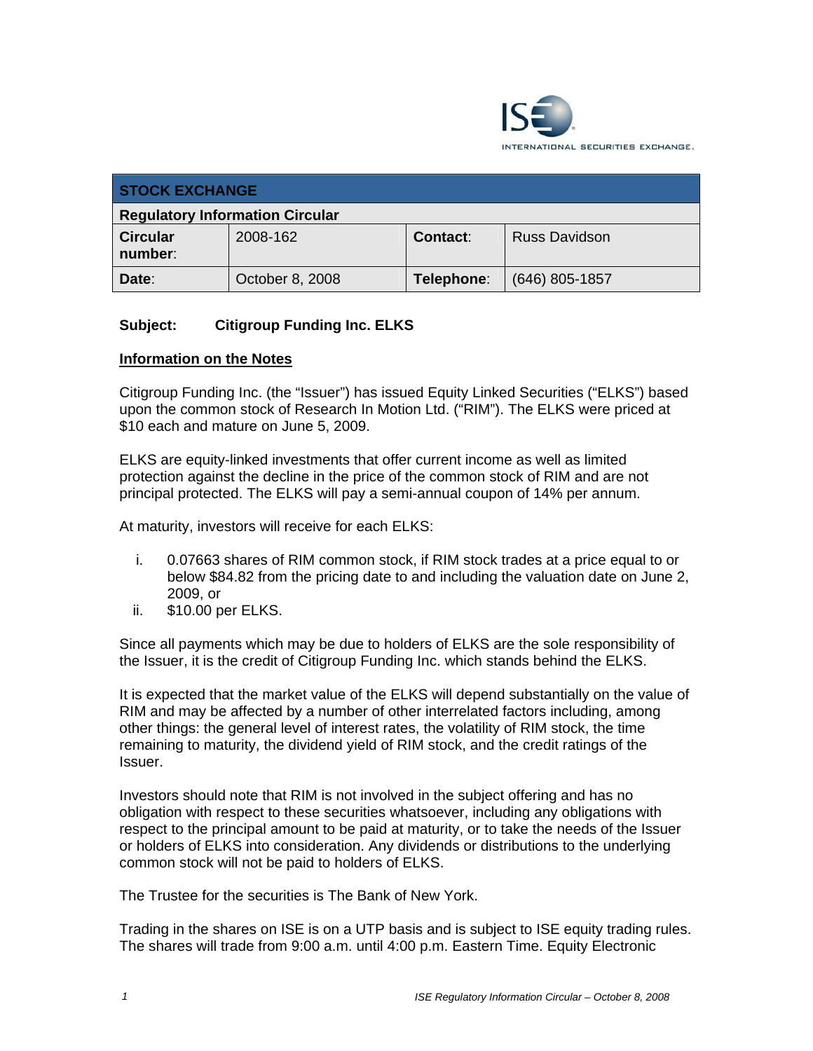ISE INTERNATIONAL SECURITIES EXCHANGE

| STOCK EXCHANGE | | | |
|---|---|---|---|
| **Regulatory Information Circular** | | | |
| **Circular number**: | 2008-162 | **Contact**: | Russ Davidson |
| **Date**: | October 8, 2008 | **Telephone**: | (646) 805-1857 |

**Subject: Citigroup Funding Inc. ELKS**

**Information on the Notes**

Citigroup Funding Inc. (the "Issuer") has issued Equity Linked Securities ("ELKS") based upon the common stock of Research In Motion Ltd. ("RIM"). The ELKS were priced at $10 each and mature on June 5, 2009.

ELKS are equity-linked investments that offer current income as well as limited protection against the decline in the price of the common stock of RIM and are not principal protected. The ELKS will pay a semi-annual coupon of 14% per annum.

At maturity, investors will receive for each ELKS:

i. 0.07663 shares of RIM common stock, if RIM stock trades at a price equal to or below $84.82 from the pricing date to and including the valuation date on June 2, 2009, or
ii. $10.00 per ELKS.

Since all payments which may be due to holders of ELKS are the sole responsibility of the Issuer, it is the credit of Citigroup Funding Inc. which stands behind the ELKS.

It is expected that the market value of the ELKS will depend substantially on the value of RIM and may be affected by a number of other interrelated factors including, among other things: the general level of interest rates, the volatility of RIM stock, the time remaining to maturity, the dividend yield of RIM stock, and the credit ratings of the Issuer.

Investors should note that RIM is not involved in the subject offering and has no obligation with respect to these securities whatsoever, including any obligations with respect to the principal amount to be paid at maturity, or to take the needs of the Issuer or holders of ELKS into consideration. Any dividends or distributions to the underlying common stock will not be paid to holders of ELKS.

The Trustee for the securities is The Bank of New York.

Trading in the shares on ISE is on a UTP basis and is subject to ISE equity trading rules. The shares will trade from 9:00 a.m. until 4:00 p.m. Eastern Time. Equity Electronic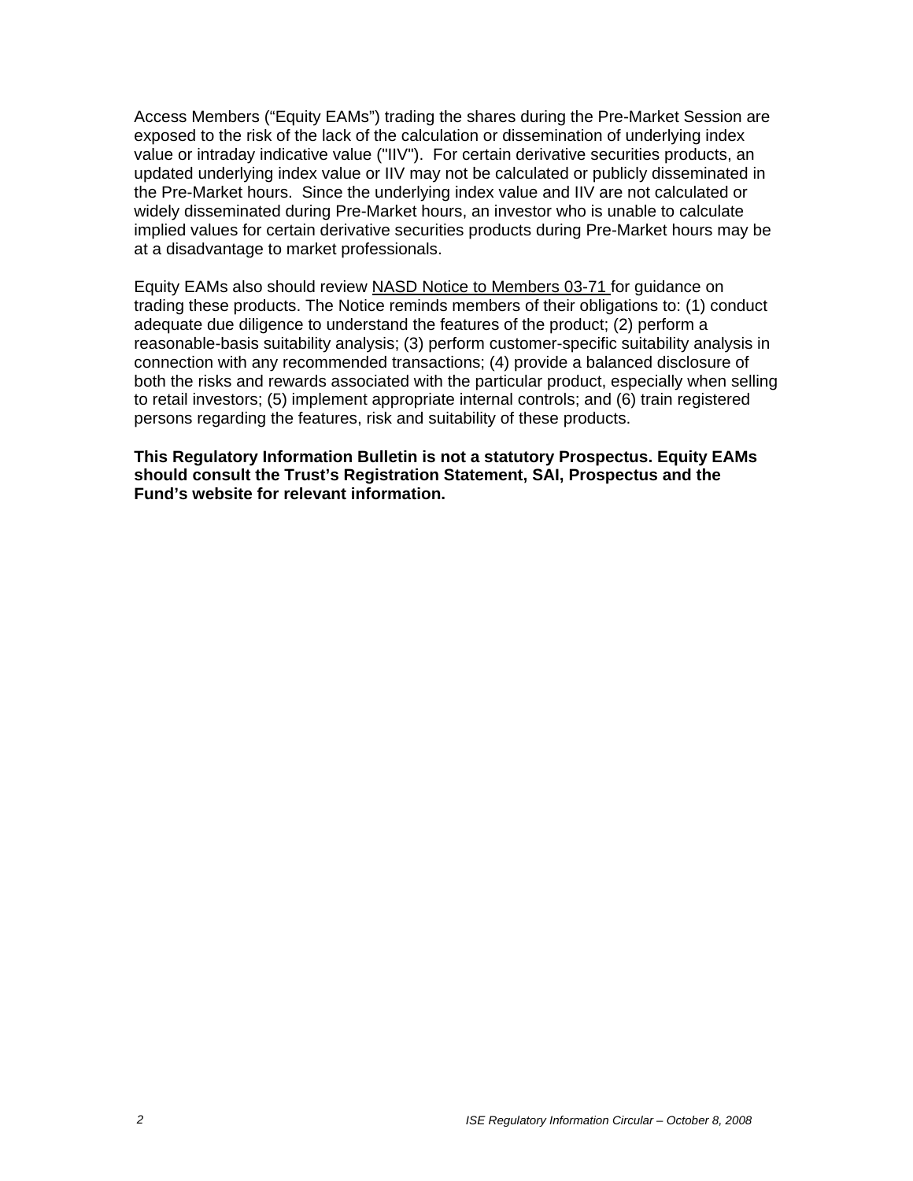Access Members (“Equity EAMs”) trading the shares during the Pre-Market Session are exposed to the risk of the lack of the calculation or dissemination of underlying index value or intraday indicative value ("IIV"). For certain derivative securities products, an updated underlying index value or IIV may not be calculated or publicly disseminated in the Pre-Market hours. Since the underlying index value and IIV are not calculated or widely disseminated during Pre-Market hours, an investor who is unable to calculate implied values for certain derivative securities products during Pre-Market hours may be at a disadvantage to market professionals.

Equity EAMs also should review NASD Notice to Members 03-71 for guidance on trading these products. The Notice reminds members of their obligations to: (1) conduct adequate due diligence to understand the features of the product; (2) perform a reasonable-basis suitability analysis; (3) perform customer-specific suitability analysis in connection with any recommended transactions; (4) provide a balanced disclosure of both the risks and rewards associated with the particular product, especially when selling to retail investors; (5) implement appropriate internal controls; and (6) train registered persons regarding the features, risk and suitability of these products.

**This Regulatory Information Bulletin is not a statutory Prospectus. Equity EAMs should consult the Trust’s Registration Statement, SAI, Prospectus and the Fund’s website for relevant information.**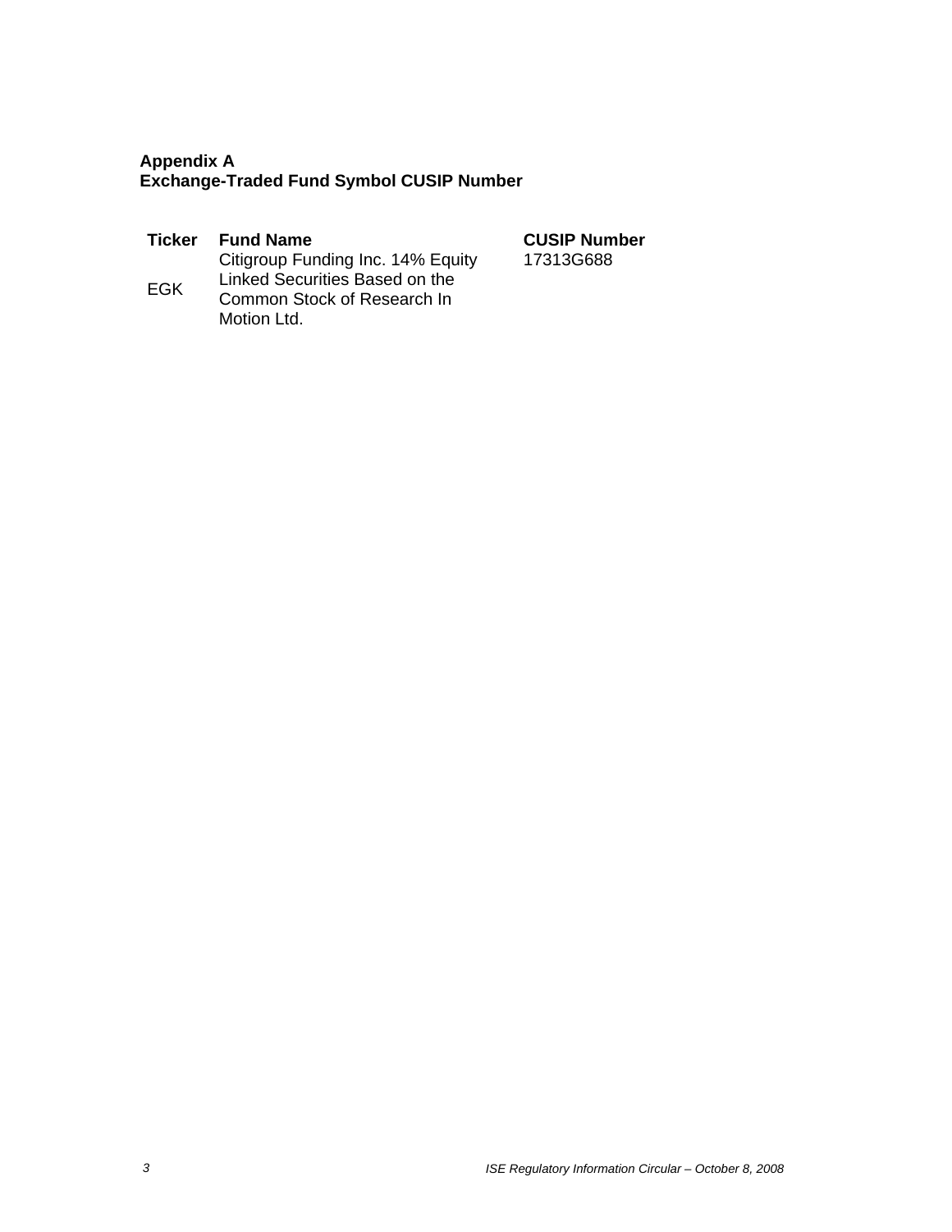**Appendix A**
**Exchange-Traded Fund Symbol CUSIP Number**

| Ticker | Fund Name | CUSIP Number |
|---|---|---|
| EGK | Citigroup Funding Inc. 14% Equity Linked Securities Based on the Common Stock of Research In Motion Ltd. | 17313G688 |